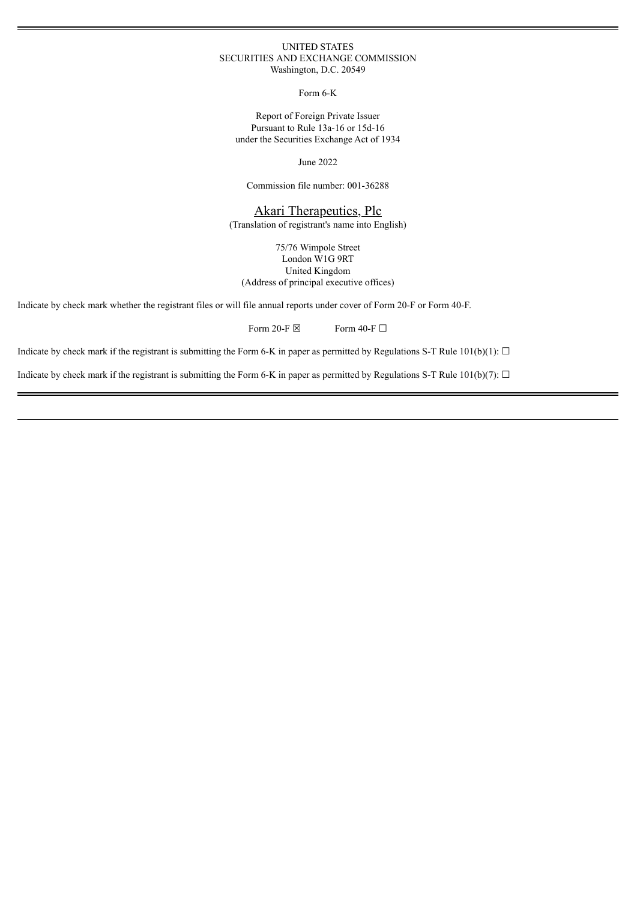UNITED STATES
SECURITIES AND EXCHANGE COMMISSION
Washington, D.C. 20549

Form 6-K

Report of Foreign Private Issuer
Pursuant to Rule 13a-16 or 15d-16
under the Securities Exchange Act of 1934

June 2022

Commission file number: 001-36288

Akari Therapeutics, Plc
(Translation of registrant's name into English)

75/76 Wimpole Street
London W1G 9RT
United Kingdom
(Address of principal executive offices)

Indicate by check mark whether the registrant files or will file annual reports under cover of Form 20-F or Form 40-F.

Form 20-F ☒ Form 40-F ☐

Indicate by check mark if the registrant is submitting the Form 6-K in paper as permitted by Regulations S-T Rule 101(b)(1): ☐

Indicate by check mark if the registrant is submitting the Form 6-K in paper as permitted by Regulations S-T Rule 101(b)(7): ☐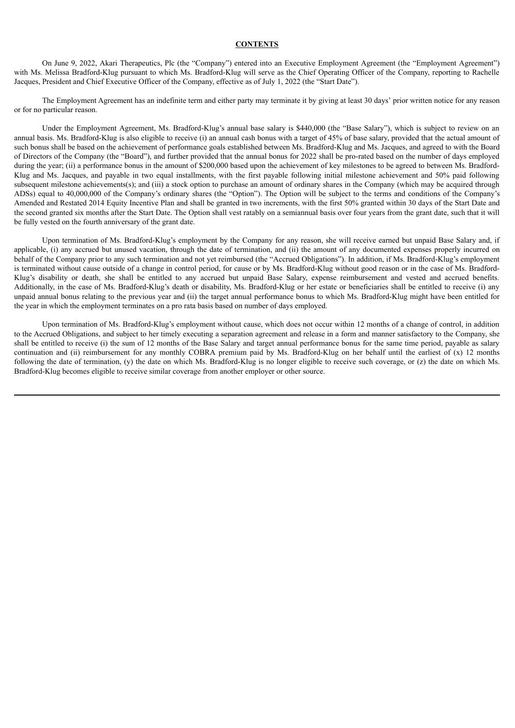**CONTENTS**

On June 9, 2022, Akari Therapeutics, Plc (the "Company") entered into an Executive Employment Agreement (the "Employment Agreement") with Ms. Melissa Bradford-Klug pursuant to which Ms. Bradford-Klug will serve as the Chief Operating Officer of the Company, reporting to Rachelle Jacques, President and Chief Executive Officer of the Company, effective as of July 1, 2022 (the "Start Date").

The Employment Agreement has an indefinite term and either party may terminate it by giving at least 30 days' prior written notice for any reason or for no particular reason.

Under the Employment Agreement, Ms. Bradford-Klug's annual base salary is $440,000 (the "Base Salary"), which is subject to review on an annual basis. Ms. Bradford-Klug is also eligible to receive (i) an annual cash bonus with a target of 45% of base salary, provided that the actual amount of such bonus shall be based on the achievement of performance goals established between Ms. Bradford-Klug and Ms. Jacques, and agreed to with the Board of Directors of the Company (the "Board"), and further provided that the annual bonus for 2022 shall be pro-rated based on the number of days employed during the year; (ii) a performance bonus in the amount of $200,000 based upon the achievement of key milestones to be agreed to between Ms. Bradford-Klug and Ms. Jacques, and payable in two equal installments, with the first payable following initial milestone achievement and 50% paid following subsequent milestone achievements(s); and (iii) a stock option to purchase an amount of ordinary shares in the Company (which may be acquired through ADSs) equal to 40,000,000 of the Company's ordinary shares (the "Option"). The Option will be subject to the terms and conditions of the Company's Amended and Restated 2014 Equity Incentive Plan and shall be granted in two increments, with the first 50% granted within 30 days of the Start Date and the second granted six months after the Start Date. The Option shall vest ratably on a semiannual basis over four years from the grant date, such that it will be fully vested on the fourth anniversary of the grant date.

Upon termination of Ms. Bradford-Klug's employment by the Company for any reason, she will receive earned but unpaid Base Salary and, if applicable, (i) any accrued but unused vacation, through the date of termination, and (ii) the amount of any documented expenses properly incurred on behalf of the Company prior to any such termination and not yet reimbursed (the "Accrued Obligations"). In addition, if Ms. Bradford-Klug's employment is terminated without cause outside of a change in control period, for cause or by Ms. Bradford-Klug without good reason or in the case of Ms. Bradford-Klug's disability or death, she shall be entitled to any accrued but unpaid Base Salary, expense reimbursement and vested and accrued benefits. Additionally, in the case of Ms. Bradford-Klug's death or disability, Ms. Bradford-Klug or her estate or beneficiaries shall be entitled to receive (i) any unpaid annual bonus relating to the previous year and (ii) the target annual performance bonus to which Ms. Bradford-Klug might have been entitled for the year in which the employment terminates on a pro rata basis based on number of days employed.

Upon termination of Ms. Bradford-Klug's employment without cause, which does not occur within 12 months of a change of control, in addition to the Accrued Obligations, and subject to her timely executing a separation agreement and release in a form and manner satisfactory to the Company, she shall be entitled to receive (i) the sum of 12 months of the Base Salary and target annual performance bonus for the same time period, payable as salary continuation and (ii) reimbursement for any monthly COBRA premium paid by Ms. Bradford-Klug on her behalf until the earliest of (x) 12 months following the date of termination, (y) the date on which Ms. Bradford-Klug is no longer eligible to receive such coverage, or (z) the date on which Ms. Bradford-Klug becomes eligible to receive similar coverage from another employer or other source.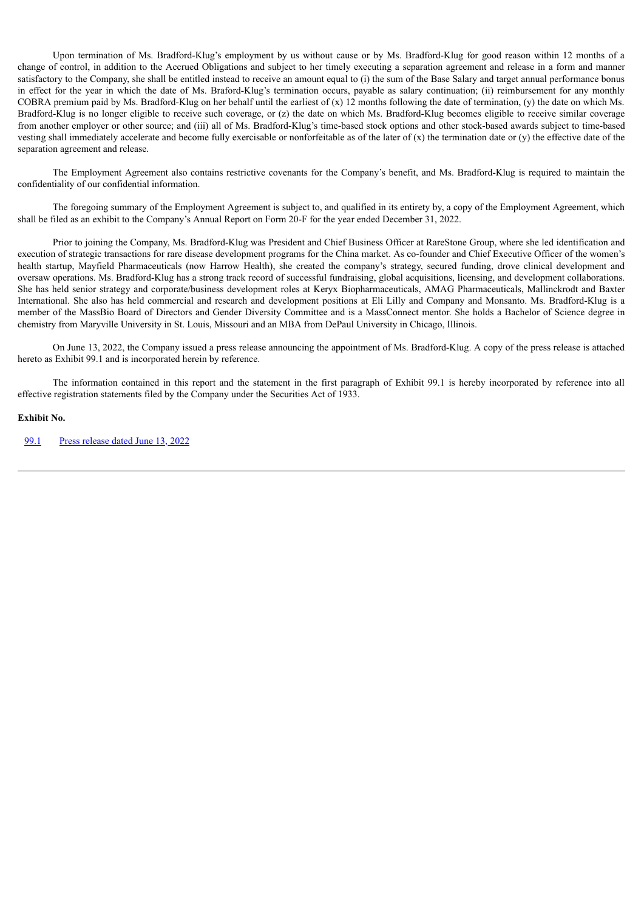Upon termination of Ms. Bradford-Klug's employment by us without cause or by Ms. Bradford-Klug for good reason within 12 months of a change of control, in addition to the Accrued Obligations and subject to her timely executing a separation agreement and release in a form and manner satisfactory to the Company, she shall be entitled instead to receive an amount equal to (i) the sum of the Base Salary and target annual performance bonus in effect for the year in which the date of Ms. Braford-Klug's termination occurs, payable as salary continuation; (ii) reimbursement for any monthly COBRA premium paid by Ms. Bradford-Klug on her behalf until the earliest of (x) 12 months following the date of termination, (y) the date on which Ms. Bradford-Klug is no longer eligible to receive such coverage, or (z) the date on which Ms. Bradford-Klug becomes eligible to receive similar coverage from another employer or other source; and (iii) all of Ms. Bradford-Klug's time-based stock options and other stock-based awards subject to time-based vesting shall immediately accelerate and become fully exercisable or nonforfeitable as of the later of (x) the termination date or (y) the effective date of the separation agreement and release.

The Employment Agreement also contains restrictive covenants for the Company's benefit, and Ms. Bradford-Klug is required to maintain the confidentiality of our confidential information.

The foregoing summary of the Employment Agreement is subject to, and qualified in its entirety by, a copy of the Employment Agreement, which shall be filed as an exhibit to the Company's Annual Report on Form 20-F for the year ended December 31, 2022.

Prior to joining the Company, Ms. Bradford-Klug was President and Chief Business Officer at RareStone Group, where she led identification and execution of strategic transactions for rare disease development programs for the China market. As co-founder and Chief Executive Officer of the women's health startup, Mayfield Pharmaceuticals (now Harrow Health), she created the company's strategy, secured funding, drove clinical development and oversaw operations. Ms. Bradford-Klug has a strong track record of successful fundraising, global acquisitions, licensing, and development collaborations. She has held senior strategy and corporate/business development roles at Keryx Biopharmaceuticals, AMAG Pharmaceuticals, Mallinckrodt and Baxter International. She also has held commercial and research and development positions at Eli Lilly and Company and Monsanto. Ms. Bradford-Klug is a member of the MassBio Board of Directors and Gender Diversity Committee and is a MassConnect mentor. She holds a Bachelor of Science degree in chemistry from Maryville University in St. Louis, Missouri and an MBA from DePaul University in Chicago, Illinois.

On June 13, 2022, the Company issued a press release announcing the appointment of Ms. Bradford-Klug. A copy of the press release is attached hereto as Exhibit 99.1 and is incorporated herein by reference.

The information contained in this report and the statement in the first paragraph of Exhibit 99.1 is hereby incorporated by reference into all effective registration statements filed by the Company under the Securities Act of 1933.

**Exhibit No.**

| | |
|---|---|
| 99.1 | Press release dated June 13, 2022 |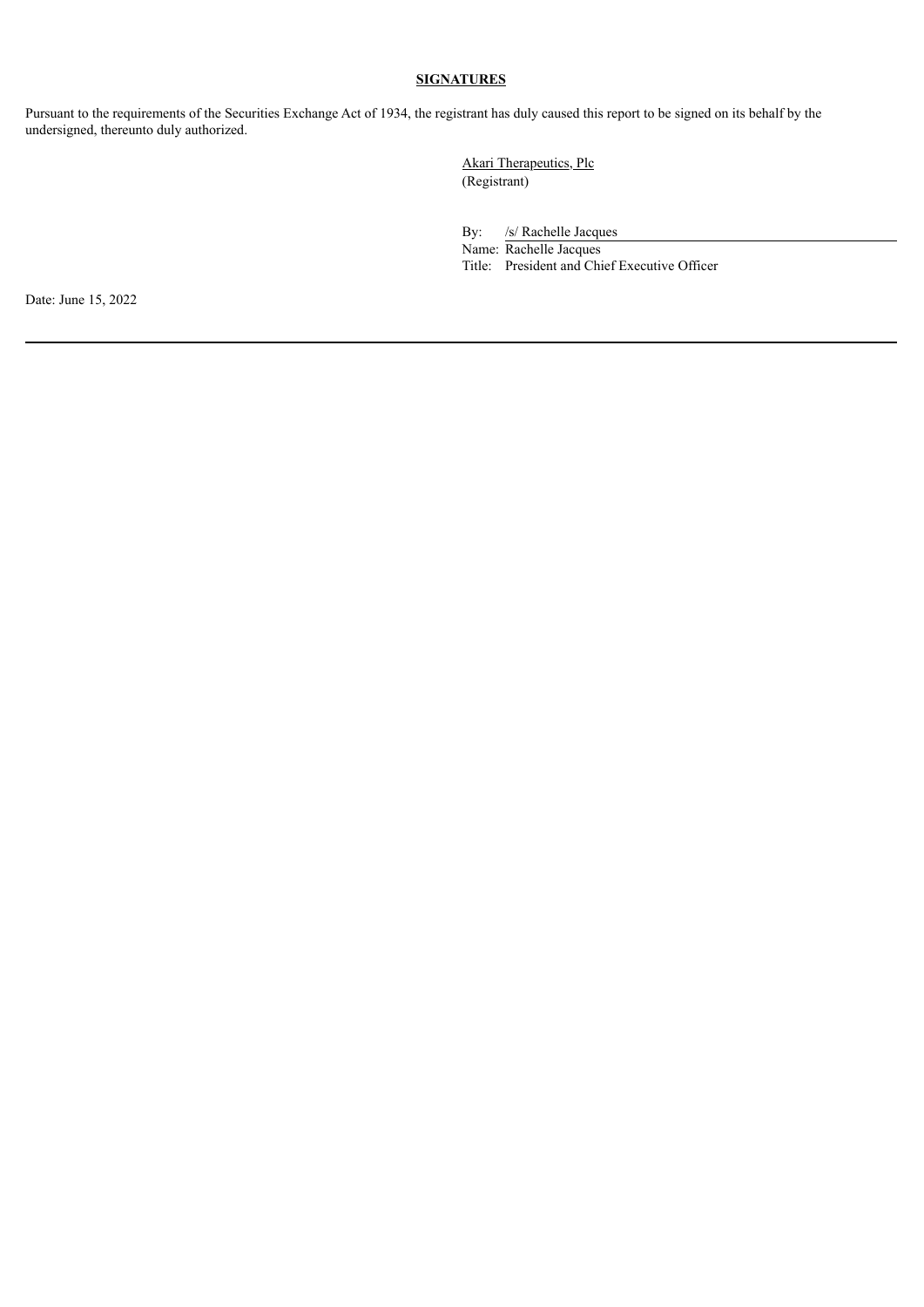## SIGNATURES

Pursuant to the requirements of the Securities Exchange Act of 1934, the registrant has duly caused this report to be signed on its behalf by the undersigned, thereunto duly authorized.

Akari Therapeutics, Plc
(Registrant)

By: /s/ Rachelle Jacques
Name: Rachelle Jacques
Title: President and Chief Executive Officer

Date: June 15, 2022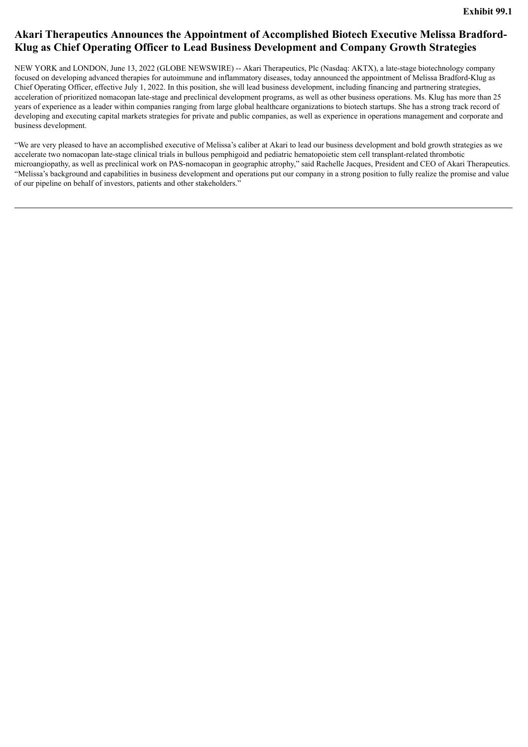**Exhibit 99.1**

# Akari Therapeutics Announces the Appointment of Accomplished Biotech Executive Melissa Bradford-Klug as Chief Operating Officer to Lead Business Development and Company Growth Strategies

NEW YORK and LONDON, June 13, 2022 (GLOBE NEWSWIRE) -- Akari Therapeutics, Plc (Nasdaq: AKTX), a late-stage biotechnology company focused on developing advanced therapies for autoimmune and inflammatory diseases, today announced the appointment of Melissa Bradford-Klug as Chief Operating Officer, effective July 1, 2022. In this position, she will lead business development, including financing and partnering strategies, acceleration of prioritized nomacopan late-stage and preclinical development programs, as well as other business operations. Ms. Klug has more than 25 years of experience as a leader within companies ranging from large global healthcare organizations to biotech startups. She has a strong track record of developing and executing capital markets strategies for private and public companies, as well as experience in operations management and corporate and business development.

"We are very pleased to have an accomplished executive of Melissa's caliber at Akari to lead our business development and bold growth strategies as we accelerate two nomacopan late-stage clinical trials in bullous pemphigoid and pediatric hematopoietic stem cell transplant-related thrombotic microangiopathy, as well as preclinical work on PAS-nomacopan in geographic atrophy," said Rachelle Jacques, President and CEO of Akari Therapeutics. "Melissa's background and capabilities in business development and operations put our company in a strong position to fully realize the promise and value of our pipeline on behalf of investors, patients and other stakeholders."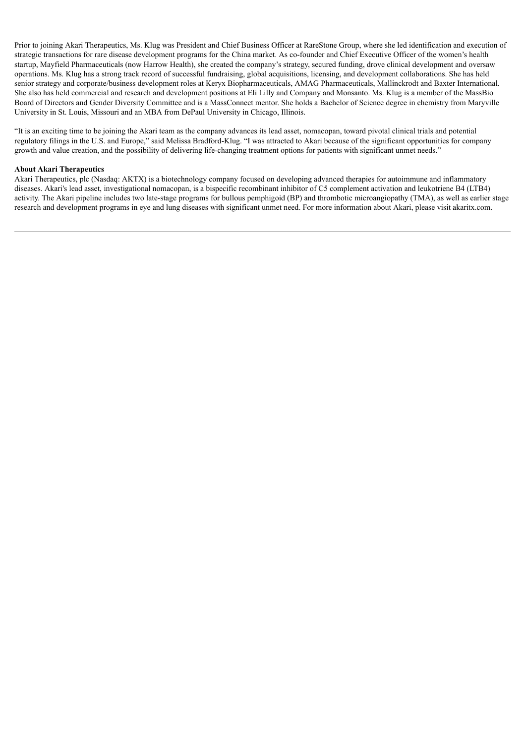Prior to joining Akari Therapeutics, Ms. Klug was President and Chief Business Officer at RareStone Group, where she led identification and execution of strategic transactions for rare disease development programs for the China market. As co-founder and Chief Executive Officer of the women's health startup, Mayfield Pharmaceuticals (now Harrow Health), she created the company's strategy, secured funding, drove clinical development and oversaw operations. Ms. Klug has a strong track record of successful fundraising, global acquisitions, licensing, and development collaborations. She has held senior strategy and corporate/business development roles at Keryx Biopharmaceuticals, AMAG Pharmaceuticals, Mallinckrodt and Baxter International. She also has held commercial and research and development positions at Eli Lilly and Company and Monsanto. Ms. Klug is a member of the MassBio Board of Directors and Gender Diversity Committee and is a MassConnect mentor. She holds a Bachelor of Science degree in chemistry from Maryville University in St. Louis, Missouri and an MBA from DePaul University in Chicago, Illinois.

"It is an exciting time to be joining the Akari team as the company advances its lead asset, nomacopan, toward pivotal clinical trials and potential regulatory filings in the U.S. and Europe," said Melissa Bradford-Klug. "I was attracted to Akari because of the significant opportunities for company growth and value creation, and the possibility of delivering life-changing treatment options for patients with significant unmet needs."

**About Akari Therapeutics**

Akari Therapeutics, plc (Nasdaq: AKTX) is a biotechnology company focused on developing advanced therapies for autoimmune and inflammatory diseases. Akari's lead asset, investigational nomacopan, is a bispecific recombinant inhibitor of C5 complement activation and leukotriene B4 (LTB4) activity. The Akari pipeline includes two late-stage programs for bullous pemphigoid (BP) and thrombotic microangiopathy (TMA), as well as earlier stage research and development programs in eye and lung diseases with significant unmet need. For more information about Akari, please visit akaritx.com.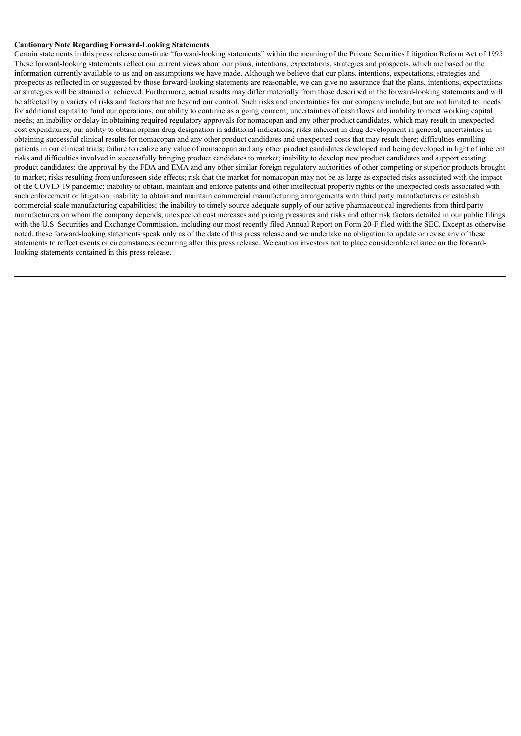**Cautionary Note Regarding Forward-Looking Statements**

Certain statements in this press release constitute "forward-looking statements" within the meaning of the Private Securities Litigation Reform Act of 1995. These forward-looking statements reflect our current views about our plans, intentions, expectations, strategies and prospects, which are based on the information currently available to us and on assumptions we have made. Although we believe that our plans, intentions, expectations, strategies and prospects as reflected in or suggested by those forward-looking statements are reasonable, we can give no assurance that the plans, intentions, expectations or strategies will be attained or achieved. Furthermore, actual results may differ materially from those described in the forward-looking statements and will be affected by a variety of risks and factors that are beyond our control. Such risks and uncertainties for our company include, but are not limited to: needs for additional capital to fund our operations, our ability to continue as a going concern; uncertainties of cash flows and inability to meet working capital needs; an inability or delay in obtaining required regulatory approvals for nomacopan and any other product candidates, which may result in unexpected cost expenditures; our ability to obtain orphan drug designation in additional indications; risks inherent in drug development in general; uncertainties in obtaining successful clinical results for nomacopan and any other product candidates and unexpected costs that may result there; difficulties enrolling patients in our clinical trials; failure to realize any value of nomacopan and any other product candidates developed and being developed in light of inherent risks and difficulties involved in successfully bringing product candidates to market; inability to develop new product candidates and support existing product candidates; the approval by the FDA and EMA and any other similar foreign regulatory authorities of other competing or superior products brought to market; risks resulting from unforeseen side effects; risk that the market for nomacopan may not be as large as expected risks associated with the impact of the COVID-19 pandemic; inability to obtain, maintain and enforce patents and other intellectual property rights or the unexpected costs associated with such enforcement or litigation; inability to obtain and maintain commercial manufacturing arrangements with third party manufacturers or establish commercial scale manufacturing capabilities; the inability to timely source adequate supply of our active pharmaceutical ingredients from third party manufacturers on whom the company depends; unexpected cost increases and pricing pressures and risks and other risk factors detailed in our public filings with the U.S. Securities and Exchange Commission, including our most recently filed Annual Report on Form 20-F filed with the SEC. Except as otherwise noted, these forward-looking statements speak only as of the date of this press release and we undertake no obligation to update or revise any of these statements to reflect events or circumstances occurring after this press release. We caution investors not to place considerable reliance on the forward-looking statements contained in this press release.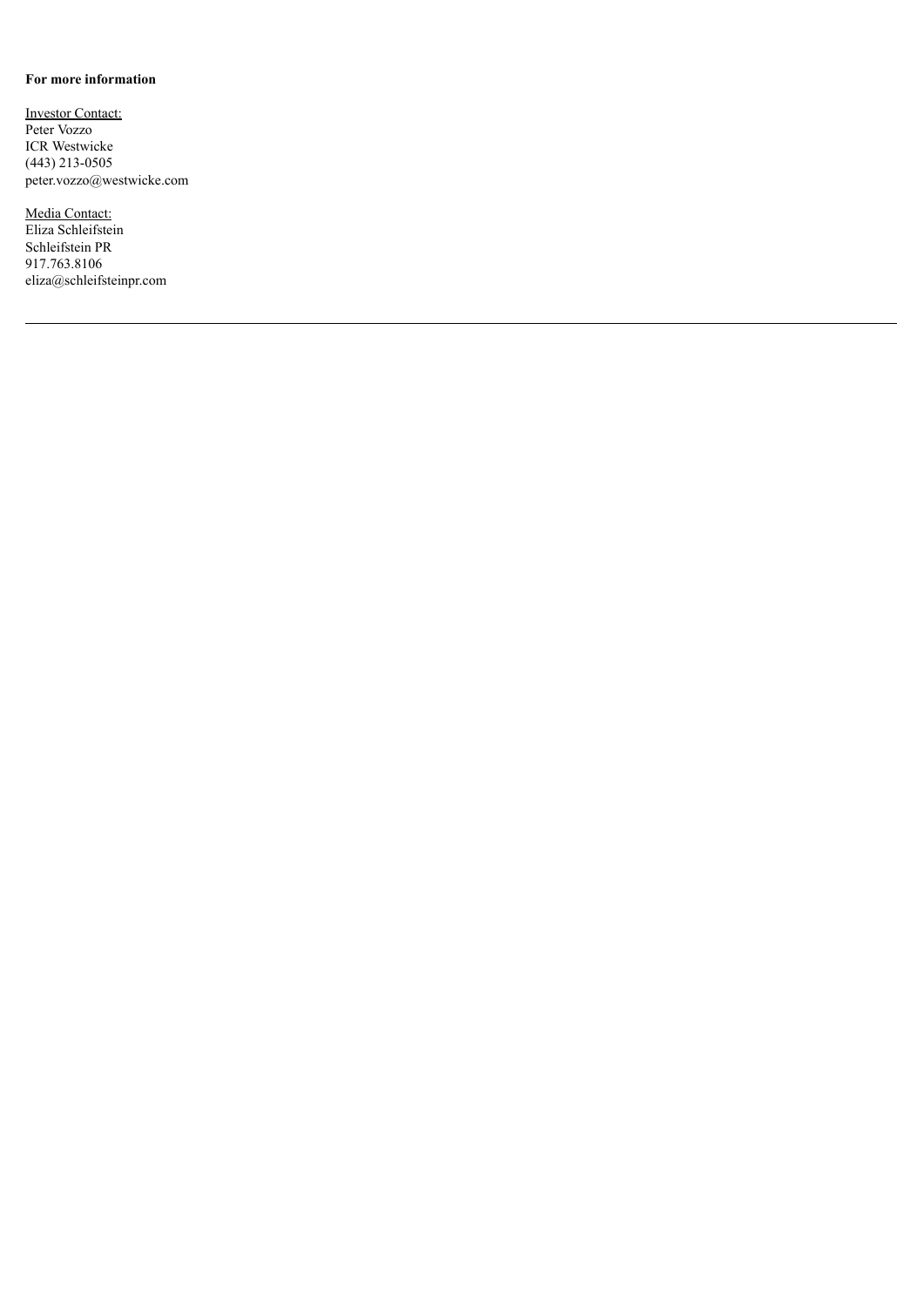**For more information**

Investor Contact:
Peter Vozzo
ICR Westwicke
(443) 213-0505
peter.vozzo@westwicke.com

Media Contact:
Eliza Schleifstein
Schleifstein PR
917.763.8106
eliza@schleifsteinpr.com

---